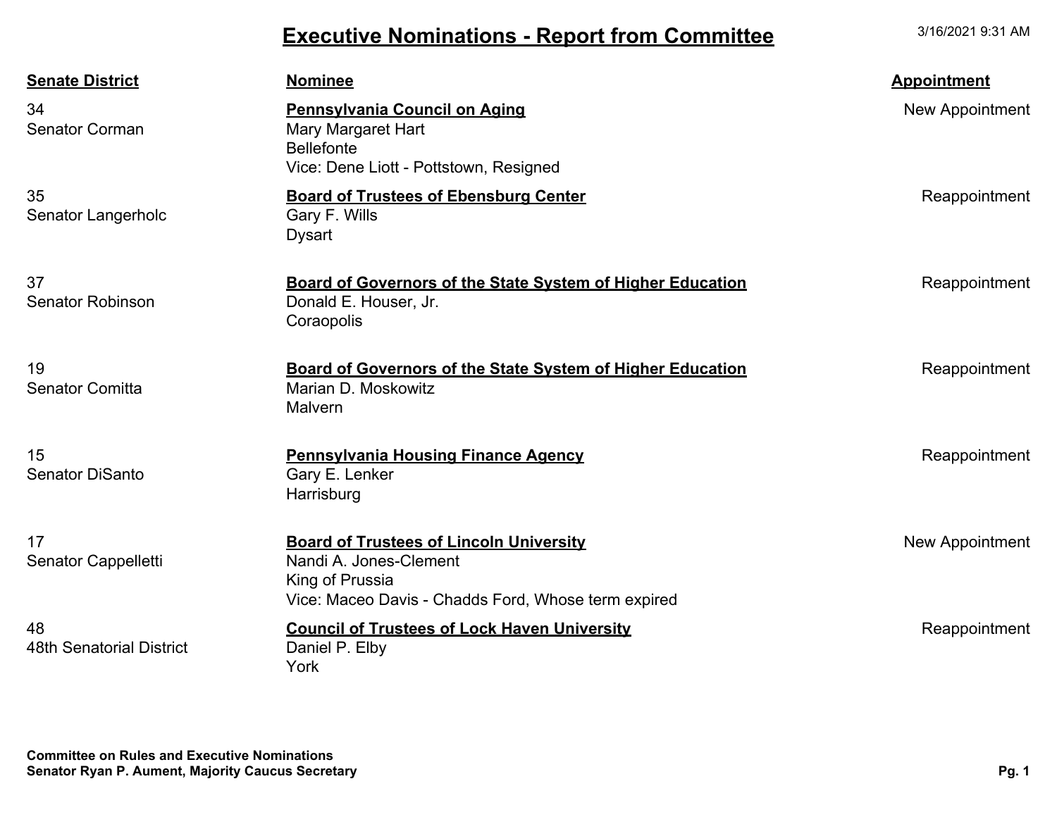# Executive Nominations - Report from Committee

3/16/2021 9:31 AM

| Senate District | Nominee | Appointment |
|---|---|---|
| 34<br>Senator Corman | **Pennsylvania Council on Aging**<br>Mary Margaret Hart<br>Bellefonte<br>Vice: Dene Liott - Pottstown, Resigned | New Appointment |
| 35<br>Senator Langerholc | **Board of Trustees of Ebensburg Center**<br>Gary F. Wills<br>Dysart | Reappointment |
| 37<br>Senator Robinson | **Board of Governors of the State System of Higher Education**<br>Donald E. Houser, Jr.<br>Coraopolis | Reappointment |
| 19<br>Senator Comitta | **Board of Governors of the State System of Higher Education**<br>Marian D. Moskowitz<br>Malvern | Reappointment |
| 15<br>Senator DiSanto | **Pennsylvania Housing Finance Agency**<br>Gary E. Lenker<br>Harrisburg | Reappointment |
| 17<br>Senator Cappelletti | **Board of Trustees of Lincoln University**<br>Nandi A. Jones-Clement<br>King of Prussia<br>Vice: Maceo Davis - Chadds Ford, Whose term expired | New Appointment |
| 48<br>48th Senatorial District | **Council of Trustees of Lock Haven University**<br>Daniel P. Elby<br>York | Reappointment |

**Committee on Rules and Executive Nominations**
**Senator Ryan P. Aument, Majority Caucus Secretary**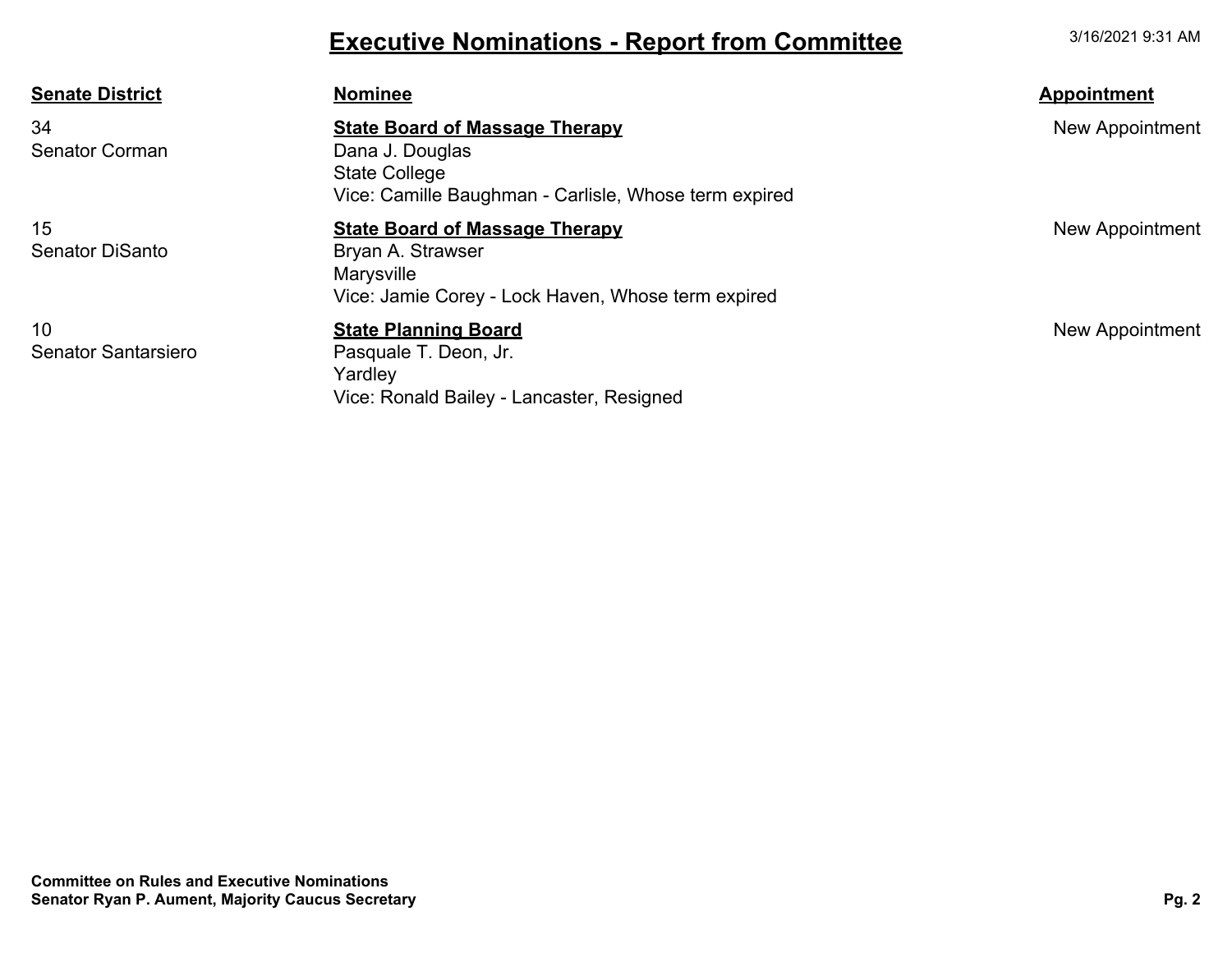# Executive Nominations - Report from Committee

3/16/2021 9:31 AM

| Senate District | Nominee | Appointment |
| --- | --- | --- |
| 34<br>Senator Corman | **State Board of Massage Therapy**<br>Dana J. Douglas<br>State College<br>Vice: Camille Baughman - Carlisle, Whose term expired | New Appointment |
| 15<br>Senator DiSanto | **State Board of Massage Therapy**<br>Bryan A. Strawser<br>Marysville<br>Vice: Jamie Corey - Lock Haven, Whose term expired | New Appointment |
| 10<br>Senator Santarsiero | **State Planning Board**<br>Pasquale T. Deon, Jr.<br>Yardley<br>Vice: Ronald Bailey - Lancaster, Resigned | New Appointment |

**Committee on Rules and Executive Nominations**
**Senator Ryan P. Aument, Majority Caucus Secretary**